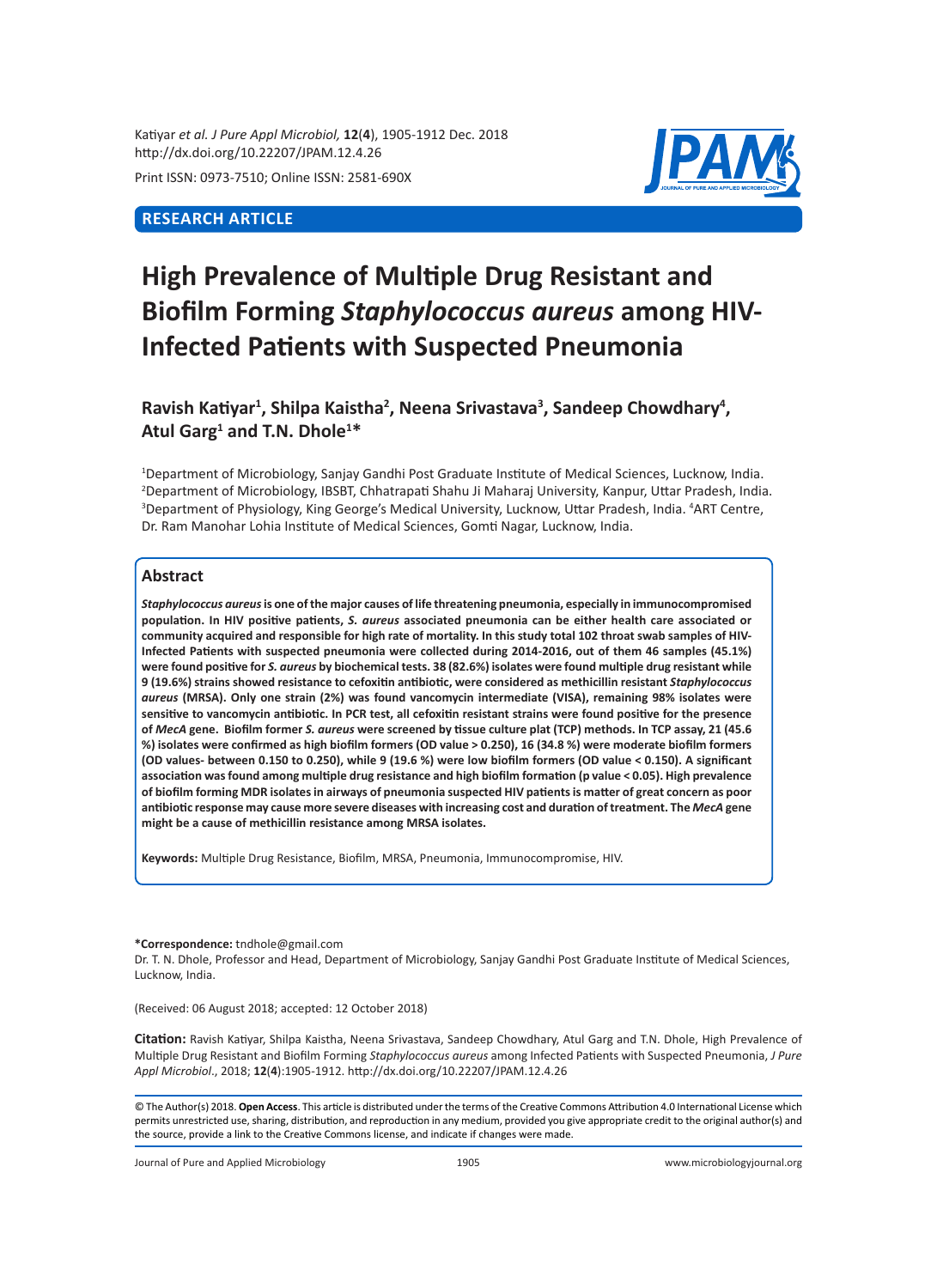Katiyar *et al. J Pure Appl Microbiol,* **12**(**4**), 1905-1912 Dec. 2018
http://dx.doi.org/10.22207/JPAM.12.4.26

Print ISSN: 0973-7510; Online ISSN: 2581-690X

**RESEARCH ARTICLE**

# High Prevalence of Multiple Drug Resistant and Biofilm Forming *Staphylococcus aureus* among HIV-Infected Patients with Suspected Pneumonia

**Ravish Katiyar[1], Shilpa Kaistha[2], Neena Srivastava[3], Sandeep Chowdhary[4], Atul Garg[1] and T.N. Dhole[1]***

[1]Department of Microbiology, Sanjay Gandhi Post Graduate Institute of Medical Sciences, Lucknow, India. [2]Department of Microbiology, IBSBT, Chhatrapati Shahu Ji Maharaj University, Kanpur, Uttar Pradesh, India. [3]Department of Physiology, King George's Medical University, Lucknow, Uttar Pradesh, India. [4]ART Centre, Dr. Ram Manohar Lohia Institute of Medical Sciences, Gomti Nagar, Lucknow, India.

## Abstract

***Staphylococcus aureus*** **is one of the major causes of life threatening pneumonia, especially in immunocompromised population. In HIV positive patients, *S. aureus* associated pneumonia can be either health care associated or community acquired and responsible for high rate of mortality. In this study total 102 throat swab samples of HIV-Infected Patients with suspected pneumonia were collected during 2014-2016, out of them 46 samples (45.1%) were found positive for *S. aureus* by biochemical tests. 38 (82.6%) isolates were found multiple drug resistant while 9 (19.6%) strains showed resistance to cefoxitin antibiotic, were considered as methicillin resistant *Staphylococcus aureus* (MRSA). Only one strain (2%) was found vancomycin intermediate (VISA), remaining 98% isolates were sensitive to vancomycin antibiotic. In PCR test, all cefoxitin resistant strains were found positive for the presence of *MecA* gene. Biofilm former *S. aureus* were screened by tissue culture plat (TCP) methods. In TCP assay, 21 (45.6 %) isolates were confirmed as high biofilm formers (OD value > 0.250), 16 (34.8 %) were moderate biofilm formers (OD values- between 0.150 to 0.250), while 9 (19.6 %) were low biofilm formers (OD value < 0.150). A significant association was found among multiple drug resistance and high biofilm formation (p value < 0.05). High prevalence of biofilm forming MDR isolates in airways of pneumonia suspected HIV patients is matter of great concern as poor antibiotic response may cause more severe diseases with increasing cost and duration of treatment. The *MecA* gene might be a cause of methicillin resistance among MRSA isolates.**

**Keywords:** Multiple Drug Resistance, Biofilm, MRSA, Pneumonia, Immunocompromise, HIV.

**\*Correspondence:** tndhole@gmail.com
Dr. T. N. Dhole, Professor and Head, Department of Microbiology, Sanjay Gandhi Post Graduate Institute of Medical Sciences, Lucknow, India.

(Received: 06 August 2018; accepted: 12 October 2018)

**Citation:** Ravish Katiyar, Shilpa Kaistha, Neena Srivastava, Sandeep Chowdhary, Atul Garg and T.N. Dhole, High Prevalence of Multiple Drug Resistant and Biofilm Forming *Staphylococcus aureus* among Infected Patients with Suspected Pneumonia, *J Pure Appl Microbiol*., 2018; **12**(**4**):1905-1912. http://dx.doi.org/10.22207/JPAM.12.4.26

© The Author(s) 2018. **Open Access**. This article is distributed under the terms of the Creative Commons Attribution 4.0 International License which permits unrestricted use, sharing, distribution, and reproduction in any medium, provided you give appropriate credit to the original author(s) and the source, provide a link to the Creative Commons license, and indicate if changes were made.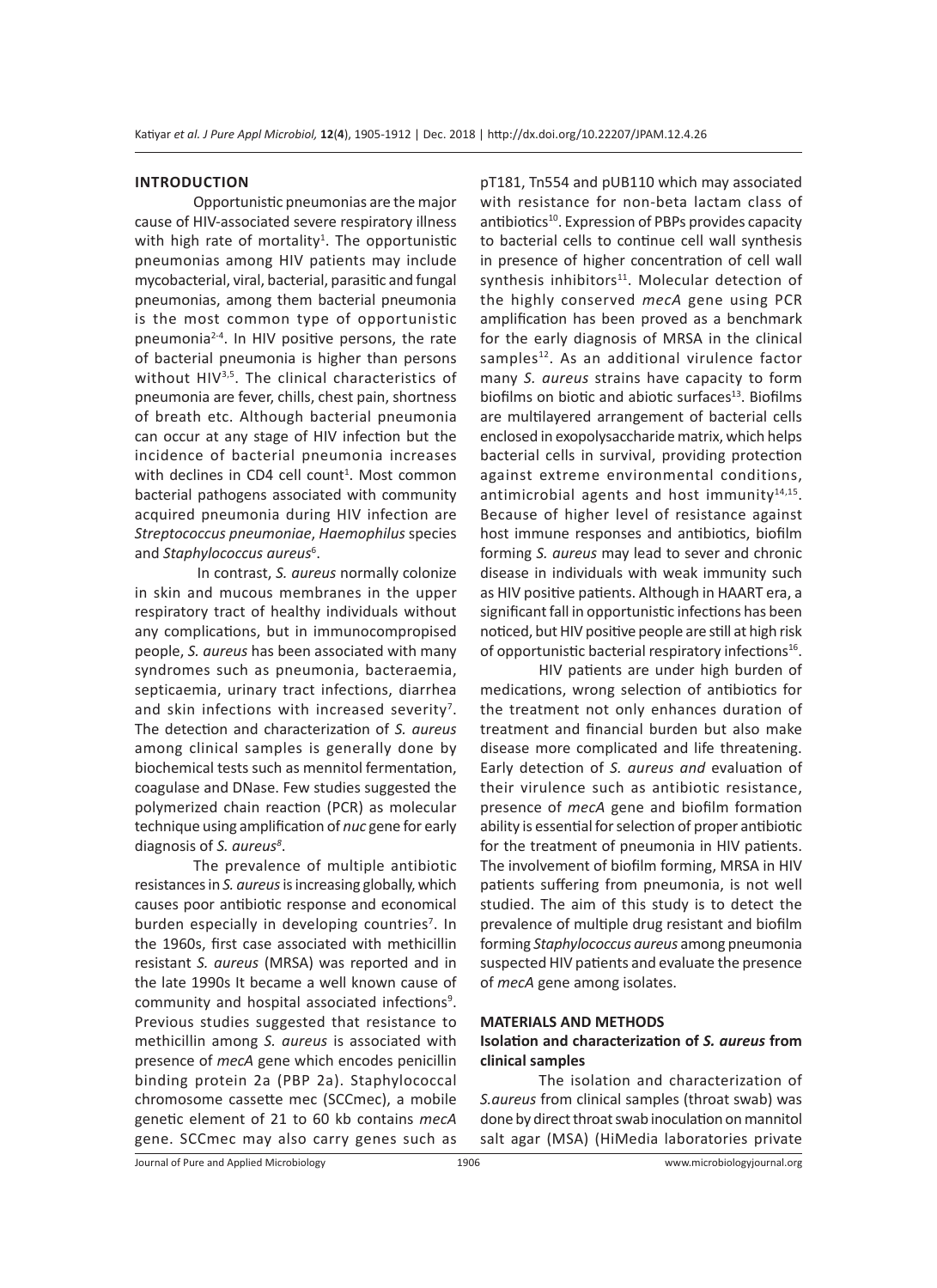## INTRODUCTION

Opportunistic pneumonias are the major cause of HIV-associated severe respiratory illness with high rate of mortality[1]. The opportunistic pneumonias among HIV patients may include mycobacterial, viral, bacterial, parasitic and fungal pneumonias, among them bacterial pneumonia is the most common type of opportunistic pneumonia[2-4]. In HIV positive persons, the rate of bacterial pneumonia is higher than persons without HIV[3,5]. The clinical characteristics of pneumonia are fever, chills, chest pain, shortness of breath etc. Although bacterial pneumonia can occur at any stage of HIV infection but the incidence of bacterial pneumonia increases with declines in CD4 cell count[1]. Most common bacterial pathogens associated with community acquired pneumonia during HIV infection are *Streptococcus pneumoniae*, *Haemophilus* species and *Staphylococcus aureus*[6].

In contrast, *S. aureus* normally colonize in skin and mucous membranes in the upper respiratory tract of healthy individuals without any complications, but in immunocompropised people, *S. aureus* has been associated with many syndromes such as pneumonia, bacteraemia, septicaemia, urinary tract infections, diarrhea and skin infections with increased severity[7]. The detection and characterization of *S. aureus* among clinical samples is generally done by biochemical tests such as mennitol fermentation, coagulase and DNase. Few studies suggested the polymerized chain reaction (PCR) as molecular technique using amplification of *nuc* gene for early diagnosis of *S. aureus*[8].

The prevalence of multiple antibiotic resistances in *S. aureus* is increasing globally, which causes poor antibiotic response and economical burden especially in developing countries[7]. In the 1960s, first case associated with methicillin resistant *S. aureus* (MRSA) was reported and in the late 1990s It became a well known cause of community and hospital associated infections[9]. Previous studies suggested that resistance to methicillin among *S. aureus* is associated with presence of *mecA* gene which encodes penicillin binding protein 2a (PBP 2a). Staphylococcal chromosome cassette mec (SCCmec), a mobile genetic element of 21 to 60 kb contains *mecA* gene. SCCmec may also carry genes such as pT181, Tn554 and pUB110 which may associated with resistance for non-beta lactam class of antibiotics[10]. Expression of PBPs provides capacity to bacterial cells to continue cell wall synthesis in presence of higher concentration of cell wall synthesis inhibitors[11]. Molecular detection of the highly conserved *mecA* gene using PCR amplification has been proved as a benchmark for the early diagnosis of MRSA in the clinical samples[12]. As an additional virulence factor many *S. aureus* strains have capacity to form biofilms on biotic and abiotic surfaces[13]. Biofilms are multilayered arrangement of bacterial cells enclosed in exopolysaccharide matrix, which helps bacterial cells in survival, providing protection against extreme environmental conditions, antimicrobial agents and host immunity[14,15]. Because of higher level of resistance against host immune responses and antibiotics, biofilm forming *S. aureus* may lead to sever and chronic disease in individuals with weak immunity such as HIV positive patients. Although in HAART era, a significant fall in opportunistic infections has been noticed, but HIV positive people are still at high risk of opportunistic bacterial respiratory infections[16].

HIV patients are under high burden of medications, wrong selection of antibiotics for the treatment not only enhances duration of treatment and financial burden but also make disease more complicated and life threatening. Early detection of *S. aureus and* evaluation of their virulence such as antibiotic resistance, presence of *mecA* gene and biofilm formation ability is essential for selection of proper antibiotic for the treatment of pneumonia in HIV patients. The involvement of biofilm forming, MRSA in HIV patients suffering from pneumonia, is not well studied. The aim of this study is to detect the prevalence of multiple drug resistant and biofilm forming *Staphylococcus aureus* among pneumonia suspected HIV patients and evaluate the presence of *mecA* gene among isolates.

## MATERIALS AND METHODS

### Isolation and characterization of *S. aureus* from clinical samples

The isolation and characterization of *S.aureus* from clinical samples (throat swab) was done by direct throat swab inoculation on mannitol salt agar (MSA) (HiMedia laboratories private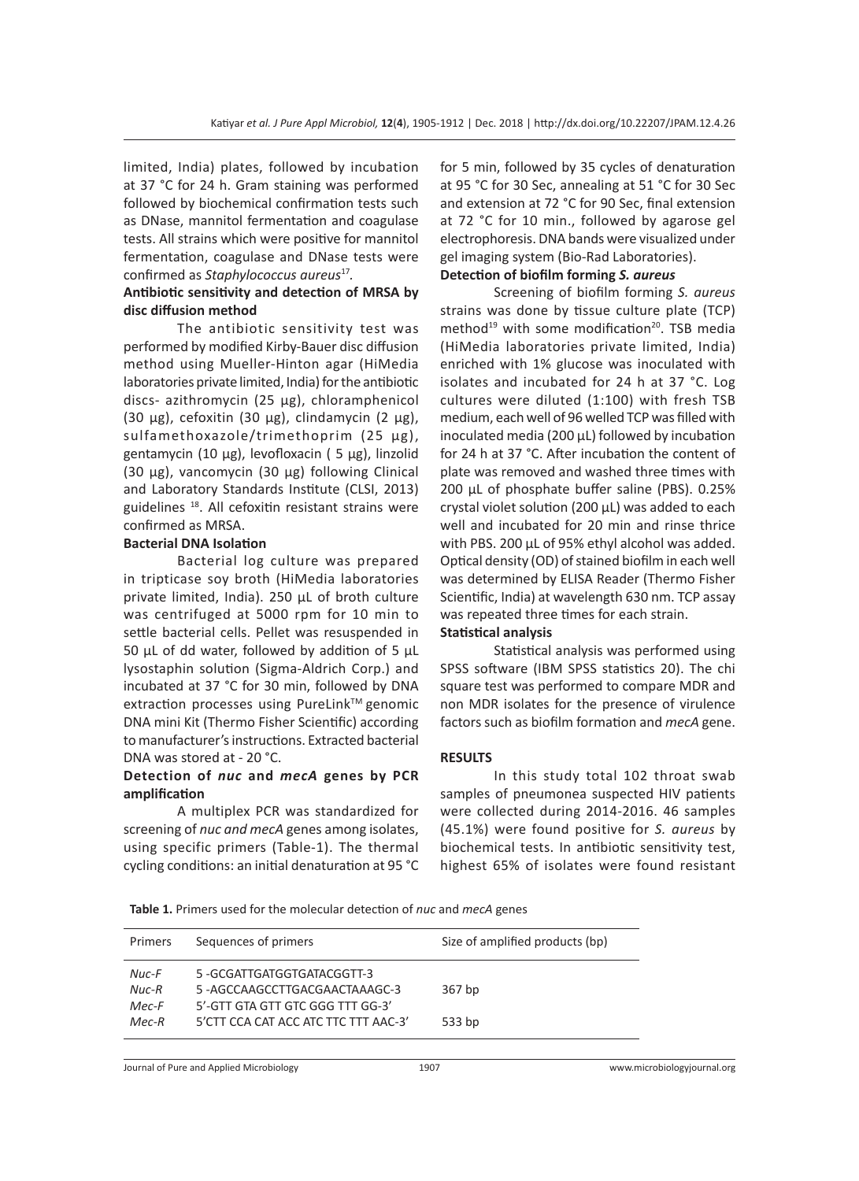limited, India) plates, followed by incubation at 37 °C for 24 h. Gram staining was performed followed by biochemical confirmation tests such as DNase, mannitol fermentation and coagulase tests. All strains which were positive for mannitol fermentation, coagulase and DNase tests were confirmed as *Staphylococcus aureus*[17].

**Antibiotic sensitivity and detection of MRSA by disc diffusion method**

The antibiotic sensitivity test was performed by modified Kirby-Bauer disc diffusion method using Mueller-Hinton agar (HiMedia laboratories private limited, India) for the antibiotic discs- azithromycin (25 µg), chloramphenicol (30 µg), cefoxitin (30 µg), clindamycin (2 µg), sulfamethoxazole/trimethoprim (25 µg), gentamycin (10 µg), levofloxacin ( 5 µg), linzolid (30 µg), vancomycin (30 µg) following Clinical and Laboratory Standards Institute (CLSI, 2013) guidelines [18]. All cefoxitin resistant strains were confirmed as MRSA.

**Bacterial DNA Isolation**

Bacterial log culture was prepared in tripticase soy broth (HiMedia laboratories private limited, India). 250 µL of broth culture was centrifuged at 5000 rpm for 10 min to settle bacterial cells. Pellet was resuspended in 50 µL of dd water, followed by addition of 5 µL lysostaphin solution (Sigma-Aldrich Corp.) and incubated at 37 °C for 30 min, followed by DNA extraction processes using PureLink™ genomic DNA mini Kit (Thermo Fisher Scientific) according to manufacturer's instructions. Extracted bacterial DNA was stored at - 20 °C.

**Detection of *nuc* and *mecA* genes by PCR amplification**

A multiplex PCR was standardized for screening of *nuc and mecA* genes among isolates, using specific primers (Table-1). The thermal cycling conditions: an initial denaturation at 95 °C for 5 min, followed by 35 cycles of denaturation at 95 °C for 30 Sec, annealing at 51 °C for 30 Sec and extension at 72 °C for 90 Sec, final extension at 72 °C for 10 min., followed by agarose gel electrophoresis. DNA bands were visualized under gel imaging system (Bio-Rad Laboratories).

**Detection of biofilm forming *S. aureus***

Screening of biofilm forming *S. aureus* strains was done by tissue culture plate (TCP) method[19] with some modification[20]. TSB media (HiMedia laboratories private limited, India) enriched with 1% glucose was inoculated with isolates and incubated for 24 h at 37 °C. Log cultures were diluted (1:100) with fresh TSB medium, each well of 96 welled TCP was filled with inoculated media (200 µL) followed by incubation for 24 h at 37 °C. After incubation the content of plate was removed and washed three times with 200 µL of phosphate buffer saline (PBS). 0.25% crystal violet solution (200 µL) was added to each well and incubated for 20 min and rinse thrice with PBS. 200 µL of 95% ethyl alcohol was added. Optical density (OD) of stained biofilm in each well was determined by ELISA Reader (Thermo Fisher Scientific, India) at wavelength 630 nm. TCP assay was repeated three times for each strain.

**Statistical analysis**

Statistical analysis was performed using SPSS software (IBM SPSS statistics 20). The chi square test was performed to compare MDR and non MDR isolates for the presence of virulence factors such as biofilm formation and *mecA* gene.

## RESULTS

In this study total 102 throat swab samples of pneumonea suspected HIV patients were collected during 2014-2016. 46 samples (45.1%) were found positive for *S. aureus* by biochemical tests. In antibiotic sensitivity test, highest 65% of isolates were found resistant

**Table 1.** Primers used for the molecular detection of *nuc* and *mecA* genes

| Primers | Sequences of primers | Size of amplified products (bp) |
|---|---|---|
| *Nuc-F* | 5 -GCGATTGATGGTGATACGGTT-3 | |
| *Nuc-R* | 5 -AGCCAAGCCTTGACGAACTAAAGC-3 | 367 bp |
| *Mec-F* | 5'-GTT GTA GTT GTC GGG TTT GG-3' | |
| *Mec-R* | 5'CTT CCA CAT ACC ATC TTC TTT AAC-3' | 533 bp |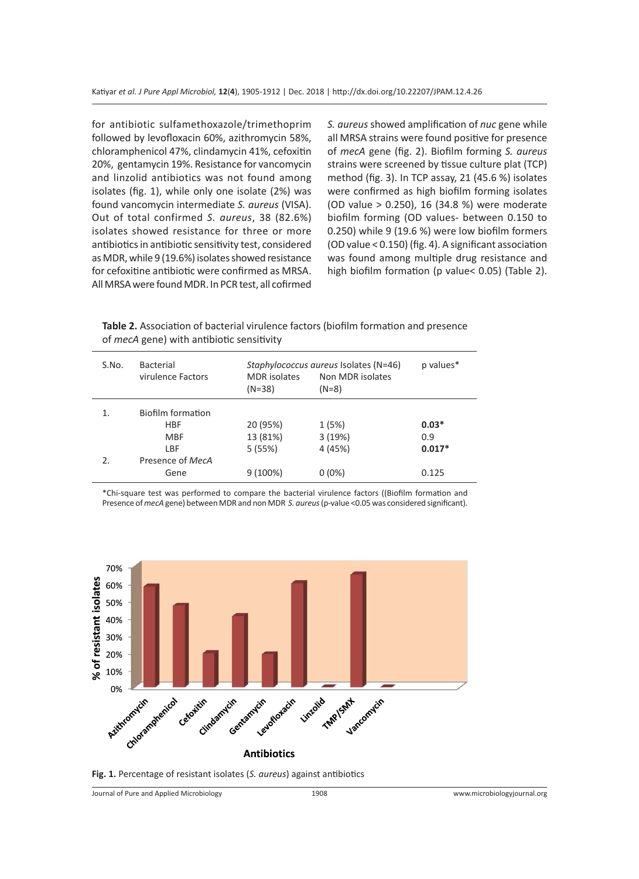for antibiotic sulfamethoxazole/trimethoprim followed by levofloxacin 60%, azithromycin 58%, chloramphenicol 47%, clindamycin 41%, cefoxitin 20%, gentamycin 19%. Resistance for vancomycin and linzolid antibiotics was not found among isolates (fig. 1), while only one isolate (2%) was found vancomycin intermediate *S. aureus* (VISA). Out of total confirmed *S. aureus*, 38 (82.6%) isolates showed resistance for three or more antibiotics in antibiotic sensitivity test, considered as MDR, while 9 (19.6%) isolates showed resistance for cefoxitine antibiotic were confirmed as MRSA. All MRSA were found MDR. In PCR test, all cofirmed *S. aureus* showed amplification of *nuc* gene while all MRSA strains were found positive for presence of *mecA* gene (fig. 2). Biofilm forming *S. aureus* strains were screened by tissue culture plat (TCP) method (fig. 3). In TCP assay, 21 (45.6 %) isolates were confirmed as high biofilm forming isolates (OD value > 0.250), 16 (34.8 %) were moderate biofilm forming (OD values- between 0.150 to 0.250) while 9 (19.6 %) were low biofilm formers (OD value < 0.150) (fig. 4). A significant association was found among multiple drug resistance and high biofilm formation (p value< 0.05) (Table 2).

**Table 2.** Association of bacterial virulence factors (biofilm formation and presence of *mecA* gene) with antibiotic sensitivity

| S.No. | Bacterial virulence Factors | *Staphylococcus aureus* Isolates (N=46) MDR isolates (N=38) | Non MDR isolates (N=8) | p values* |
|---|---|---|---|---|
| 1. | Biofilm formation | | | |
| | HBF | 20 (95%) | 1 (5%) | **0.03*** |
| | MBF | 13 (81%) | 3 (19%) | 0.9 |
| | LBF | 5 (55%) | 4 (45%) | **0.017*** |
| 2. | Presence of *MecA* Gene | 9 (100%) | 0 (0%) | 0.125 |

*Chi-square test was performed to compare the bacterial virulence factors ((Biofilm formation and Presence of *mecA* gene) between MDR and non MDR *S. aureus* (p-value <0.05 was considered significant).

**Fig. 1.** Percentage of resistant isolates (*S. aureus*) against antibiotics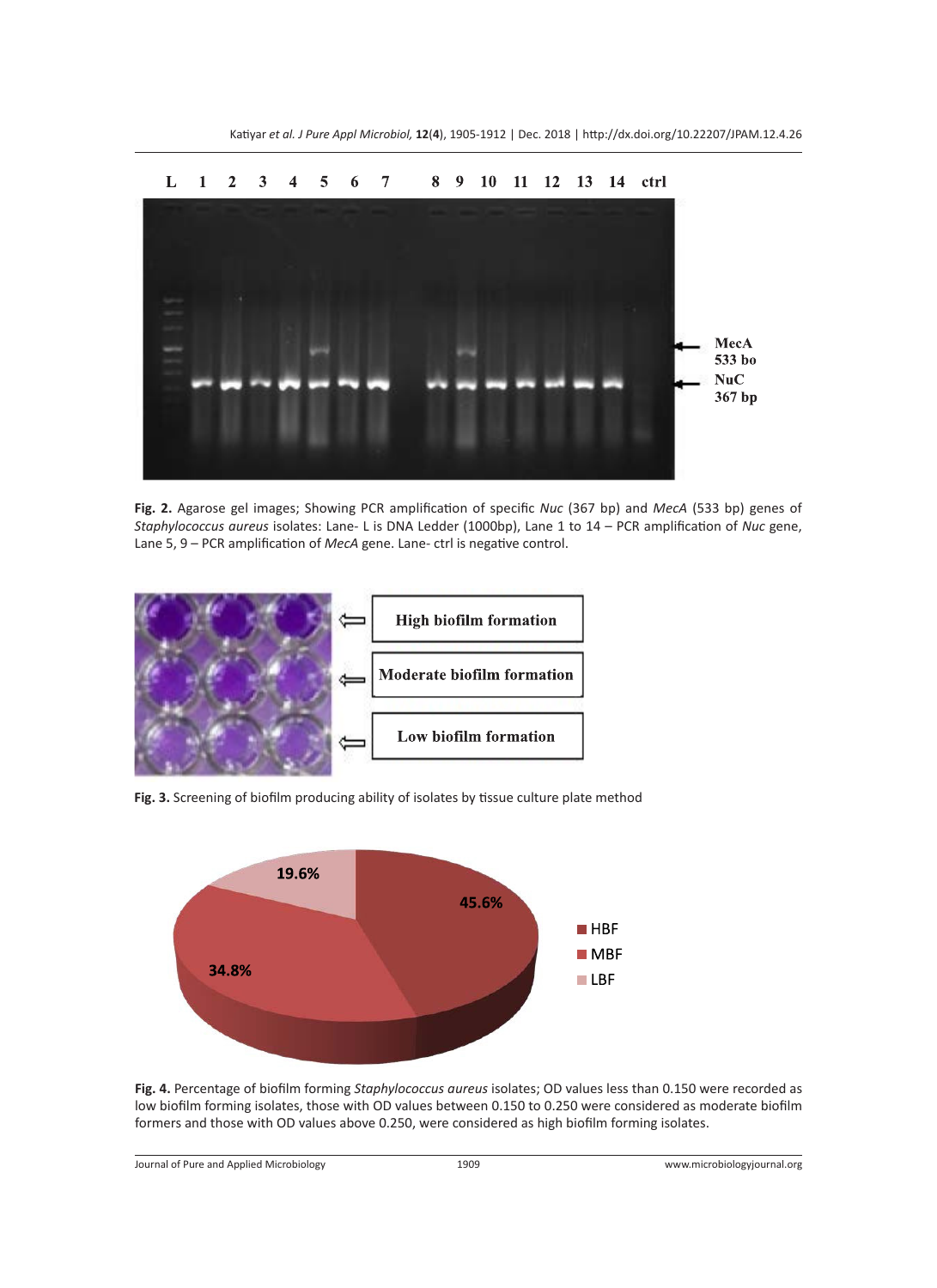**Fig. 2.** Agarose gel images; Showing PCR amplification of specific *Nuc* (367 bp) and *MecA* (533 bp) genes of *Staphylococcus aureus* isolates: Lane- L is DNA Ledder (1000bp), Lane 1 to 14 – PCR amplification of *Nuc* gene, Lane 5, 9 – PCR amplification of *MecA* gene. Lane- ctrl is negative control.

**Fig. 3.** Screening of biofilm producing ability of isolates by tissue culture plate method

**Fig. 4.** Percentage of biofilm forming *Staphylococcus aureus* isolates; OD values less than 0.150 were recorded as low biofilm forming isolates, those with OD values between 0.150 to 0.250 were considered as moderate biofilm formers and those with OD values above 0.250, were considered as high biofilm forming isolates.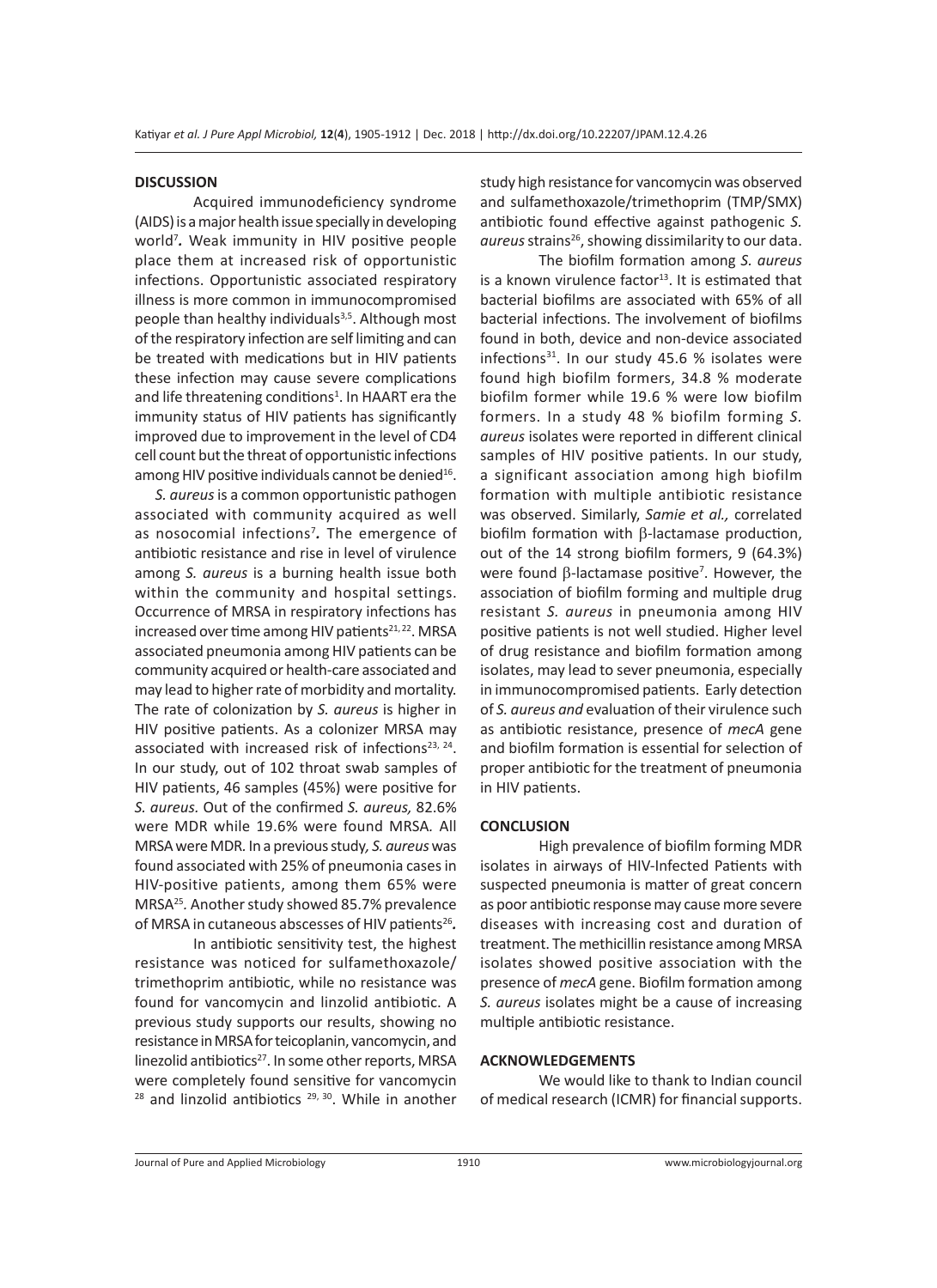## DISCUSSION

Acquired immunodeficiency syndrome (AIDS) is a major health issue specially in developing world[7]**.** Weak immunity in HIV positive people place them at increased risk of opportunistic infections. Opportunistic associated respiratory illness is more common in immunocompromised people than healthy individuals[3,5]. Although most of the respiratory infection are self limiting and can be treated with medications but in HIV patients these infection may cause severe complications and life threatening conditions[1]. In HAART era the immunity status of HIV patients has significantly improved due to improvement in the level of CD4 cell count but the threat of opportunistic infections among HIV positive individuals cannot be denied[16].

*S. aureus* is a common opportunistic pathogen associated with community acquired as well as nosocomial infections[7]**.** The emergence of antibiotic resistance and rise in level of virulence among *S. aureus* is a burning health issue both within the community and hospital settings. Occurrence of MRSA in respiratory infections has increased over time among HIV patients[21,22]. MRSA associated pneumonia among HIV patients can be community acquired or health-care associated and may lead to higher rate of morbidity and mortality. The rate of colonization by *S. aureus* is higher in HIV positive patients. As a colonizer MRSA may associated with increased risk of infections[23,24]. In our study, out of 102 throat swab samples of HIV patients, 46 samples (45%) were positive for *S. aureus.* Out of the confirmed *S. aureus,* 82.6% were MDR while 19.6% were found MRSA. All MRSA were MDR. In a previous study*, S. aureus* was found associated with 25% of pneumonia cases in HIV-positive patients, among them 65% were MRSA[25]. Another study showed 85.7% prevalence of MRSA in cutaneous abscesses of HIV patients[26]**.**

In antibiotic sensitivity test, the highest resistance was noticed for sulfamethoxazole/trimethoprim antibiotic, while no resistance was found for vancomycin and linzolid antibiotic. A previous study supports our results, showing no resistance in MRSA for teicoplanin, vancomycin, and linezolid antibiotics[27]. In some other reports, MRSA were completely found sensitive for vancomycin [28] and linzolid antibiotics [29,30]. While in another study high resistance for vancomycin was observed and sulfamethoxazole/trimethoprim (TMP/SMX) antibiotic found effective against pathogenic *S. aureus* strains[26], showing dissimilarity to our data.

The biofilm formation among *S. aureus* is a known virulence factor[13]. It is estimated that bacterial biofilms are associated with 65% of all bacterial infections. The involvement of biofilms found in both, device and non-device associated infections[31]. In our study 45.6 % isolates were found high biofilm formers, 34.8 % moderate biofilm former while 19.6 % were low biofilm formers. In a study 48 % biofilm forming *S. aureus* isolates were reported in different clinical samples of HIV positive patients. In our study, a significant association among high biofilm formation with multiple antibiotic resistance was observed. Similarly, *Samie et al.,* correlated biofilm formation with β-lactamase production, out of the 14 strong biofilm formers, 9 (64.3%) were found β-lactamase positive[7]. However, the association of biofilm forming and multiple drug resistant *S. aureus* in pneumonia among HIV positive patients is not well studied. Higher level of drug resistance and biofilm formation among isolates, may lead to sever pneumonia, especially in immunocompromised patients. Early detection of *S. aureus and* evaluation of their virulence such as antibiotic resistance, presence of *mecA* gene and biofilm formation is essential for selection of proper antibiotic for the treatment of pneumonia in HIV patients.

## CONCLUSION

High prevalence of biofilm forming MDR isolates in airways of HIV-Infected Patients with suspected pneumonia is matter of great concern as poor antibiotic response may cause more severe diseases with increasing cost and duration of treatment. The methicillin resistance among MRSA isolates showed positive association with the presence of *mecA* gene. Biofilm formation among *S. aureus* isolates might be a cause of increasing multiple antibiotic resistance.

## ACKNOWLEDGEMENTS

We would like to thank to Indian council of medical research (ICMR) for financial supports.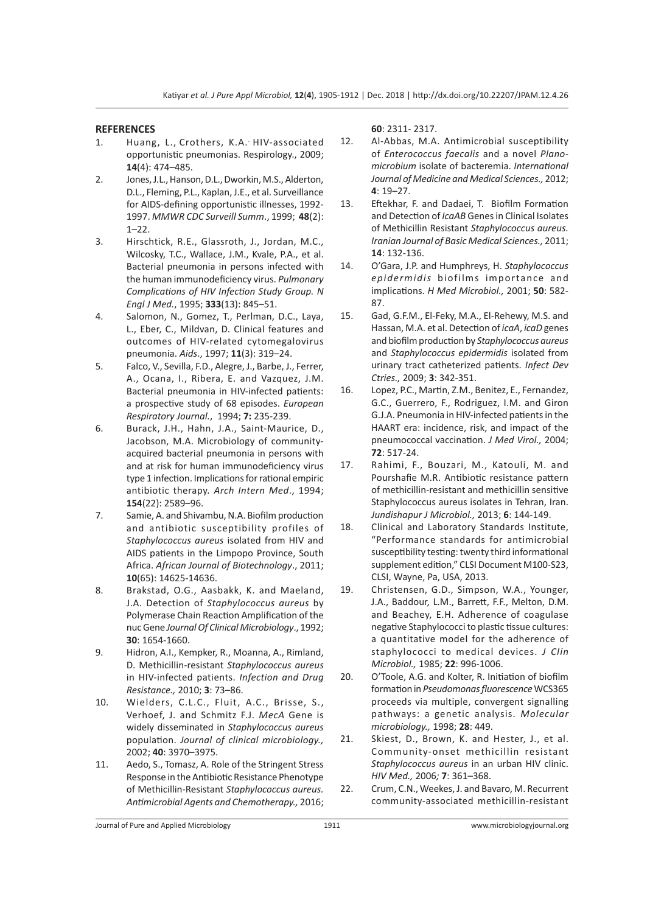## REFERENCES

1. Huang, L., Crothers, K.A. HIV-associated opportunistic pneumonias. Respirology., 2009; **14**(4): 474–485.
2. Jones, J.L., Hanson, D.L., Dworkin, M.S., Alderton, D.L., Fleming, P.L., Kaplan, J.E., et al. Surveillance for AIDS-defining opportunistic illnesses, 1992-1997. *MMWR CDC Surveill Summ*., 1999; **48**(2): 1–22.
3. Hirschtick, R.E., Glassroth, J., Jordan, M.C., Wilcosky, T.C., Wallace, J.M., Kvale, P.A., et al. Bacterial pneumonia in persons infected with the human immunodeficiency virus. *Pulmonary Complications of HIV Infection Study Group. N Engl J Med.*, 1995; **333**(13): 845–51.
4. Salomon, N., Gomez, T., Perlman, D.C., Laya, L., Eber, C., Mildvan, D. Clinical features and outcomes of HIV-related cytomegalovirus pneumonia. *Aids*., 1997; **11**(3): 319–24.
5. Falco, V., Sevilla, F.D., Alegre, J., Barbe, J., Ferrer, A., Ocana, I., Ribera, E. and Vazquez, J.M. Bacterial pneumonia in HIV-infected patients: a prospective study of 68 episodes. *European Respiratory Journal.*, 1994; **7:** 235-239.
6. Burack, J.H., Hahn, J.A., Saint-Maurice, D., Jacobson, M.A. Microbiology of community-acquired bacterial pneumonia in persons with and at risk for human immunodeficiency virus type 1 infection. Implications for rational empiric antibiotic therapy. *Arch Intern Med*., 1994; **154**(22): 2589–96.
7. Samie, A. and Shivambu, N.A. Biofilm production and antibiotic susceptibility profiles of *Staphylococcus aureus* isolated from HIV and AIDS patients in the Limpopo Province, South Africa. *African Journal of Biotechnology*., 2011; **10**(65): 14625-14636.
8. Brakstad, O.G., Aasbakk, K. and Maeland, J.A. Detection of *Staphylococcus aureus* by Polymerase Chain Reaction Amplification of the nuc Gene *Journal Of Clinical Microbiology*., 1992; **30**: 1654-1660.
9. Hidron, A.I., Kempker, R., Moanna, A., Rimland, D. Methicillin-resistant *Staphylococcus aureus* in HIV-infected patients. *Infection and Drug Resistance.,* 2010; **3**: 73–86.
10. Wielders, C.L.C., Fluit, A.C., Brisse, S., Verhoef, J. and Schmitz F.J. *MecA* Gene is widely disseminated in *Staphylococcus aureus* population. *Journal of clinical microbiology.,* 2002; **40**: 3970–3975.
11. Aedo, S., Tomasz, A. Role of the Stringent Stress Response in the Antibiotic Resistance Phenotype of Methicillin-Resistant *Staphylococcus aureus. Antimicrobial Agents and Chemotherapy.,* 2016; **60**: 2311- 2317.
12. Al-Abbas, M.A. Antimicrobial susceptibility of *Enterococcus faecalis* and a novel *Planomicrobium* isolate of bacteremia. *International Journal of Medicine and Medical Sciences.,* 2012; **4**: 19–27.
13. Eftekhar, F. and Dadaei, T. Biofilm Formation and Detection of *IcaAB* Genes in Clinical Isolates of Methicillin Resistant *Staphylococcus aureus. Iranian Journal of Basic Medical Sciences.,* 2011; **14**: 132-136.
14. O'Gara, J.P. and Humphreys, H. *Staphylococcus epidermidis* biofilms importance and implications. *H Med Microbiol.,* 2001; **50**: 582-87.
15. Gad, G.F.M., El-Feky, M.A., El-Rehewy, M.S. and Hassan, M.A. et al. Detection of *icaA*, *icaD* genes and biofilm production by *Staphylococcus aureus* and *Staphylococcus epidermidis* isolated from urinary tract catheterized patients. *Infect Dev Ctries.,* 2009; **3**: 342-351.
16. Lopez, P.C., Martin, Z.M., Benitez, E., Fernandez, G.C., Guerrero, F., Rodriguez, I.M. and Giron G.J.A. Pneumonia in HIV-infected patients in the HAART era: incidence, risk, and impact of the pneumococcal vaccination. *J Med Virol.,* 2004; **72**: 517-24.
17. Rahimi, F., Bouzari, M., Katouli, M. and Pourshafie M.R. Antibiotic resistance pattern of methicillin-resistant and methicillin sensitive Staphylococcus aureus isolates in Tehran, Iran. *Jundishapur J Microbiol.,* 2013; **6**: 144-149.
18. Clinical and Laboratory Standards Institute, "Performance standards for antimicrobial susceptibility testing: twenty third informational supplement edition," CLSI Document M100-S23, CLSI, Wayne, Pa, USA, 2013.
19. Christensen, G.D., Simpson, W.A., Younger, J.A., Baddour, L.M., Barrett, F.F., Melton, D.M. and Beachey, E.H. Adherence of coagulase negative Staphylococci to plastic tissue cultures: a quantitative model for the adherence of staphylococci to medical devices. *J Clin Microbiol.,* 1985; **22**: 996-1006.
20. O'Toole, A.G. and Kolter, R. Initiation of biofilm formation in *Pseudomonas fluorescence* WCS365 proceeds via multiple, convergent signalling pathways: a genetic analysis. *Molecular microbiology.,* 1998; **28**: 449.
21. Skiest, D., Brown, K. and Hester, J., et al. Community-onset methicillin resistant *Staphylococcus aureus* in an urban HIV clinic. *HIV Med.,* 2006*;* **7**: 361–368.
22. Crum, C.N., Weekes, J. and Bavaro, M. Recurrent community-associated methicillin-resistant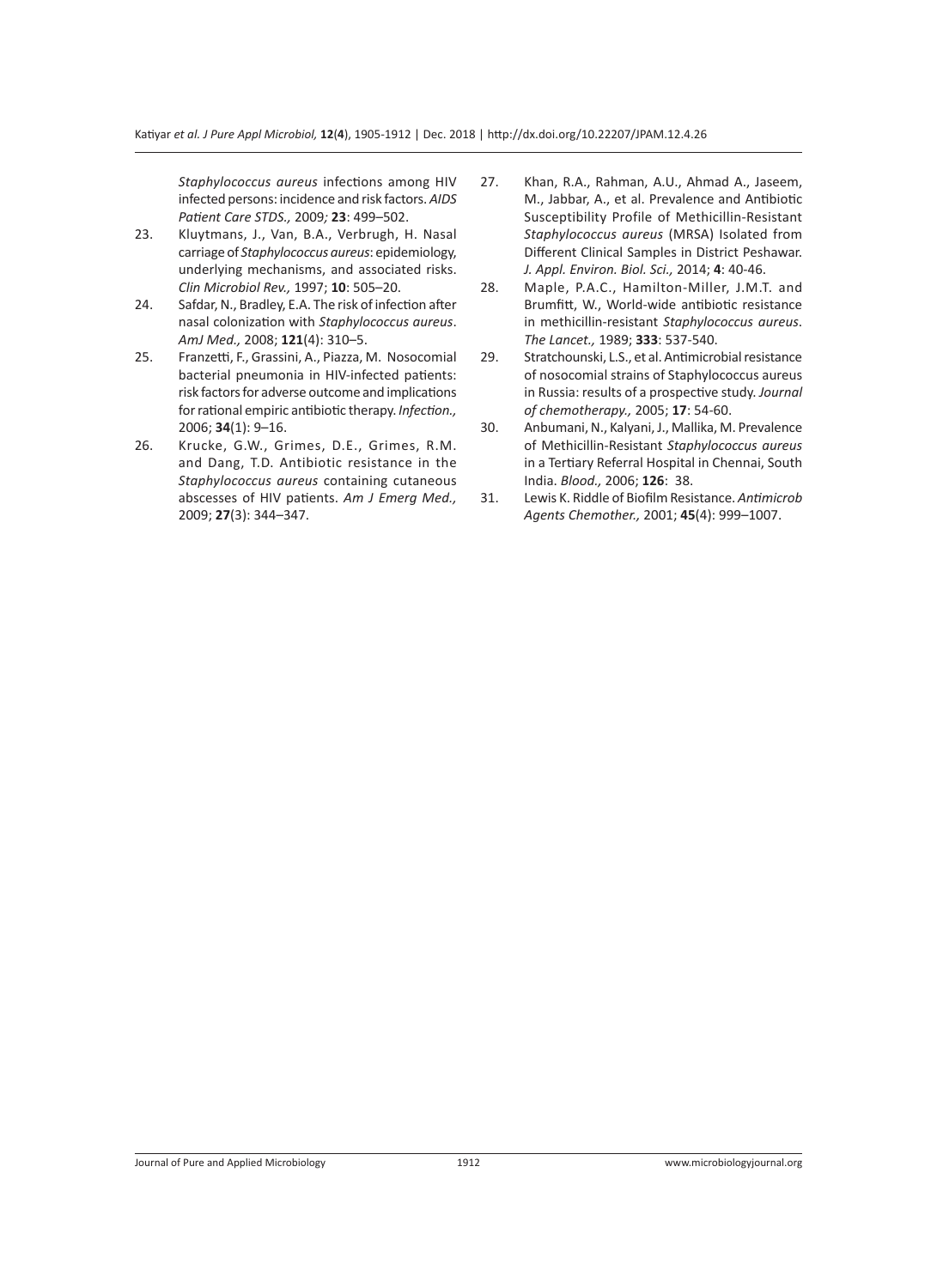*Staphylococcus aureus* infections among HIV infected persons: incidence and risk factors. *AIDS Patient Care STDS.,* 2009*;* **23**: 499–502.

23. Kluytmans, J., Van, B.A., Verbrugh, H. Nasal carriage of *Staphylococcus aureus*: epidemiology, underlying mechanisms, and associated risks. *Clin Microbiol Rev.,* 1997; **10**: 505–20.
24. Safdar, N., Bradley, E.A. The risk of infection after nasal colonization with *Staphylococcus aureus*. *AmJ Med.,* 2008; **121**(4): 310–5.
25. Franzetti, F., Grassini, A., Piazza, M. Nosocomial bacterial pneumonia in HIV-infected patients: risk factors for adverse outcome and implications for rational empiric antibiotic therapy. *Infection.,* 2006; **34**(1): 9–16.
26. Krucke, G.W., Grimes, D.E., Grimes, R.M. and Dang, T.D. Antibiotic resistance in the *Staphylococcus aureus* containing cutaneous abscesses of HIV patients. *Am J Emerg Med.,* 2009; **27**(3): 344–347.
27. Khan, R.A., Rahman, A.U., Ahmad A., Jaseem, M., Jabbar, A., et al. Prevalence and Antibiotic Susceptibility Profile of Methicillin-Resistant *Staphylococcus aureus* (MRSA) Isolated from Different Clinical Samples in District Peshawar. *J. Appl. Environ. Biol. Sci.,* 2014; **4**: 40-46.
28. Maple, P.A.C., Hamilton-Miller, J.M.T. and Brumfitt, W., World-wide antibiotic resistance in methicillin-resistant *Staphylococcus aureus*. *The Lancet.,* 1989; **333**: 537-540.
29. Stratchounski, L.S., et al. Antimicrobial resistance of nosocomial strains of Staphylococcus aureus in Russia: results of a prospective study. *Journal of chemotherapy.,* 2005; **17**: 54-60.
30. Anbumani, N., Kalyani, J., Mallika, M. Prevalence of Methicillin-Resistant *Staphylococcus aureus* in a Tertiary Referral Hospital in Chennai, South India. *Blood.,* 2006; **126**: 38.
31. Lewis K. Riddle of Biofilm Resistance. *Antimicrob Agents Chemother.,* 2001; **45**(4): 999–1007.